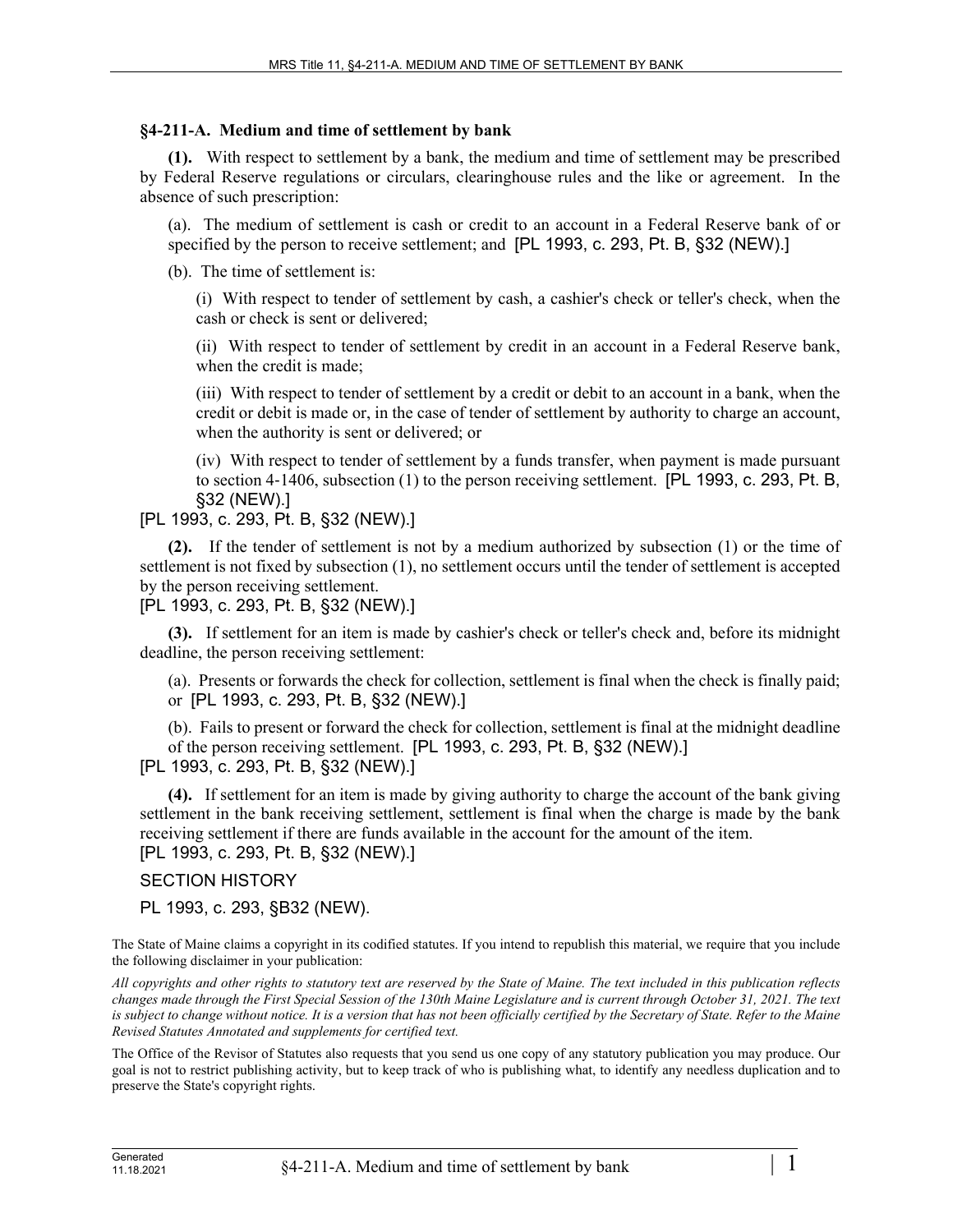### §4-211-A. Medium and time of settlement by bank

**(1).** With respect to settlement by a bank, the medium and time of settlement may be prescribed by Federal Reserve regulations or circulars, clearinghouse rules and the like or agreement. In the absence of such prescription:

(a). The medium of settlement is cash or credit to an account in a Federal Reserve bank of or specified by the person to receive settlement; and [PL 1993, c. 293, Pt. B, §32 (NEW).]

(b). The time of settlement is:

(i) With respect to tender of settlement by cash, a cashier's check or teller's check, when the cash or check is sent or delivered;

(ii) With respect to tender of settlement by credit in an account in a Federal Reserve bank, when the credit is made;

(iii) With respect to tender of settlement by a credit or debit to an account in a bank, when the credit or debit is made or, in the case of tender of settlement by authority to charge an account, when the authority is sent or delivered; or

(iv) With respect to tender of settlement by a funds transfer, when payment is made pursuant to section 4-1406, subsection (1) to the person receiving settlement. [PL 1993, c. 293, Pt. B, §32 (NEW).]

[PL 1993, c. 293, Pt. B, §32 (NEW).]

**(2).** If the tender of settlement is not by a medium authorized by subsection (1) or the time of settlement is not fixed by subsection (1), no settlement occurs until the tender of settlement is accepted by the person receiving settlement.

[PL 1993, c. 293, Pt. B, §32 (NEW).]

**(3).** If settlement for an item is made by cashier's check or teller's check and, before its midnight deadline, the person receiving settlement:

(a). Presents or forwards the check for collection, settlement is final when the check is finally paid; or [PL 1993, c. 293, Pt. B, §32 (NEW).]

(b). Fails to present or forward the check for collection, settlement is final at the midnight deadline of the person receiving settlement. [PL 1993, c. 293, Pt. B, §32 (NEW).]

[PL 1993, c. 293, Pt. B, §32 (NEW).]

**(4).** If settlement for an item is made by giving authority to charge the account of the bank giving settlement in the bank receiving settlement, settlement is final when the charge is made by the bank receiving settlement if there are funds available in the account for the amount of the item.

[PL 1993, c. 293, Pt. B, §32 (NEW).]

SECTION HISTORY

PL 1993, c. 293, §B32 (NEW).

The State of Maine claims a copyright in its codified statutes. If you intend to republish this material, we require that you include the following disclaimer in your publication:

*All copyrights and other rights to statutory text are reserved by the State of Maine. The text included in this publication reflects changes made through the First Special Session of the 130th Maine Legislature and is current through October 31, 2021. The text is subject to change without notice. It is a version that has not been officially certified by the Secretary of State. Refer to the Maine Revised Statutes Annotated and supplements for certified text.*

The Office of the Revisor of Statutes also requests that you send us one copy of any statutory publication you may produce. Our goal is not to restrict publishing activity, but to keep track of who is publishing what, to identify any needless duplication and to preserve the State's copyright rights.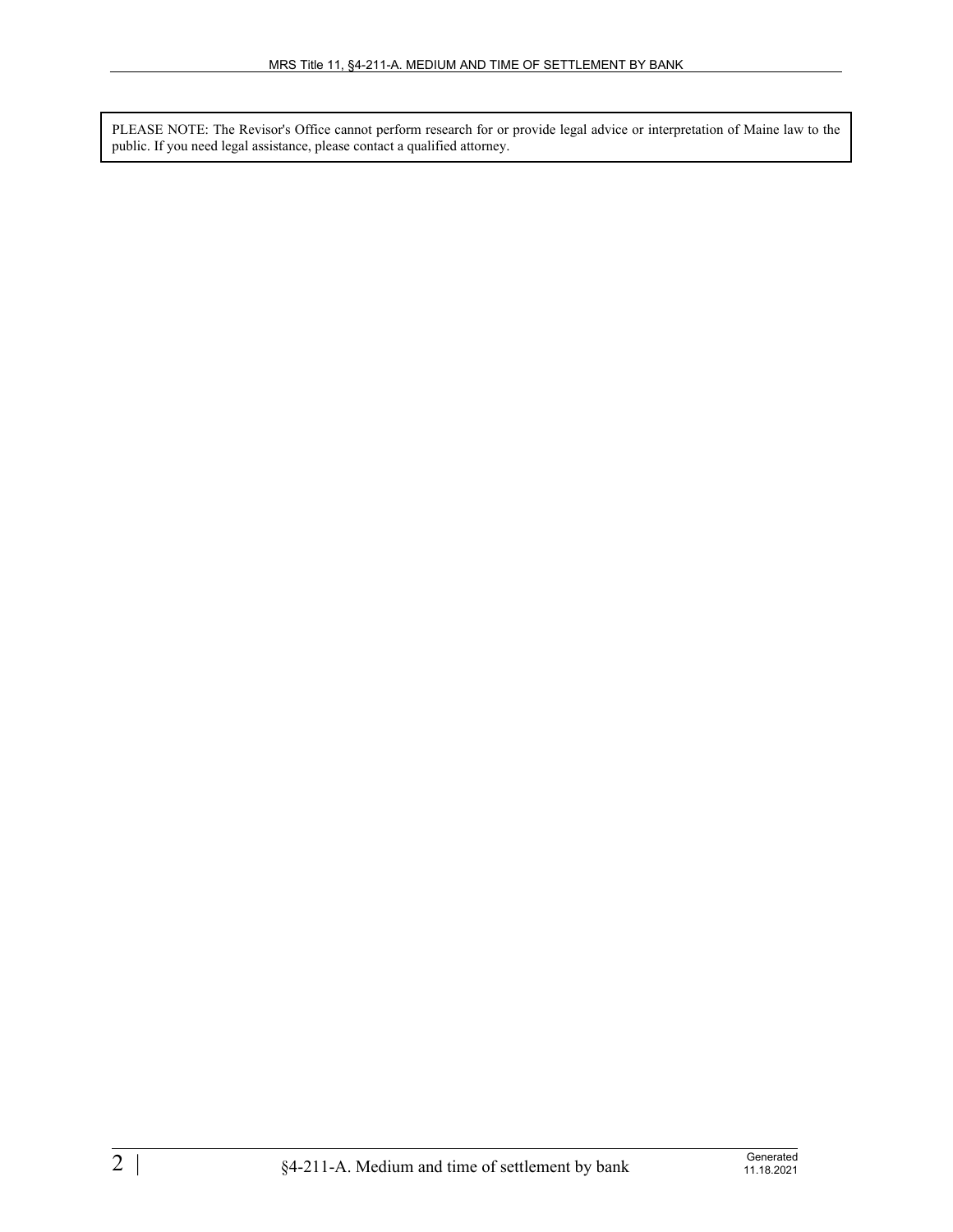PLEASE NOTE: The Revisor's Office cannot perform research for or provide legal advice or interpretation of Maine law to the public. If you need legal assistance, please contact a qualified attorney.